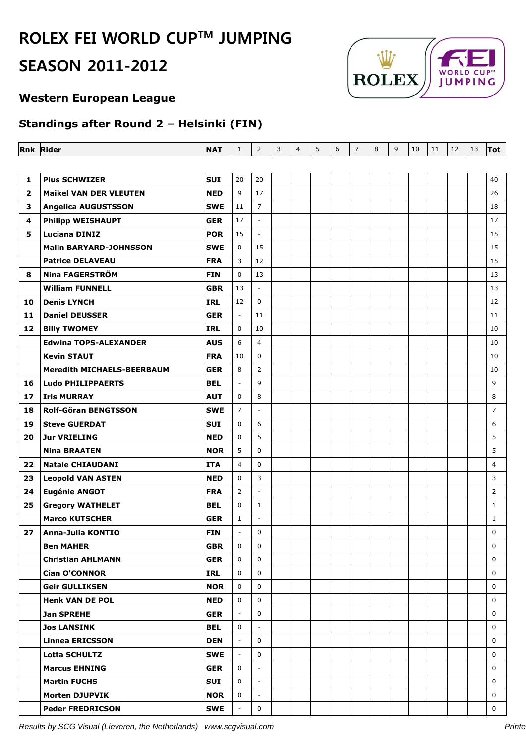# ROLEX FEI WORLD CUP™ JUMPING

# SEASON 2011-2012

### Western European League

### Standings after Round 2 – Helsinki (FIN)

| Rnk | Rider | NAT | 1 | 2 | 3 | 4 | 5 | 6 | 7 | 8 | 9 | 10 | 11 | 12 | 13 | Tot |
|---|---|---|---|---|---|---|---|---|---|---|---|---|---|---|---|---|
| **1** | **Pius SCHWIZER** | **SUI** | 20 | 20 | | | | | | | | | | | | 40 |
| **2** | **Maikel VAN DER VLEUTEN** | **NED** | 9 | 17 | | | | | | | | | | | | 26 |
| **3** | **Angelica AUGUSTSSON** | **SWE** | 11 | 7 | | | | | | | | | | | | 18 |
| **4** | **Philipp WEISHAUPT** | **GER** | 17 | - | | | | | | | | | | | | 17 |
| **5** | **Luciana DINIZ** | **POR** | 15 | - | | | | | | | | | | | | 15 |
| | **Malin BARYARD-JOHNSSON** | **SWE** | 0 | 15 | | | | | | | | | | | | 15 |
| | **Patrice DELAVEAU** | **FRA** | 3 | 12 | | | | | | | | | | | | 15 |
| **8** | **Nina FAGERSTRÖM** | **FIN** | 0 | 13 | | | | | | | | | | | | 13 |
| | **William FUNNELL** | **GBR** | 13 | - | | | | | | | | | | | | 13 |
| **10** | **Denis LYNCH** | **IRL** | 12 | 0 | | | | | | | | | | | | 12 |
| **11** | **Daniel DEUSSER** | **GER** | - | 11 | | | | | | | | | | | | 11 |
| **12** | **Billy TWOMEY** | **IRL** | 0 | 10 | | | | | | | | | | | | 10 |
| | **Edwina TOPS-ALEXANDER** | **AUS** | 6 | 4 | | | | | | | | | | | | 10 |
| | **Kevin STAUT** | **FRA** | 10 | 0 | | | | | | | | | | | | 10 |
| | **Meredith MICHAELS-BEERBAUM** | **GER** | 8 | 2 | | | | | | | | | | | | 10 |
| **16** | **Ludo PHILIPPAERTS** | **BEL** | - | 9 | | | | | | | | | | | | 9 |
| **17** | **Iris MURRAY** | **AUT** | 0 | 8 | | | | | | | | | | | | 8 |
| **18** | **Rolf-Göran BENGTSSON** | **SWE** | 7 | - | | | | | | | | | | | | 7 |
| **19** | **Steve GUERDAT** | **SUI** | 0 | 6 | | | | | | | | | | | | 6 |
| **20** | **Jur VRIELING** | **NED** | 0 | 5 | | | | | | | | | | | | 5 |
| | **Nina BRAATEN** | **NOR** | 5 | 0 | | | | | | | | | | | | 5 |
| **22** | **Natale CHIAUDANI** | **ITA** | 4 | 0 | | | | | | | | | | | | 4 |
| **23** | **Leopold VAN ASTEN** | **NED** | 0 | 3 | | | | | | | | | | | | 3 |
| **24** | **Eugénie ANGOT** | **FRA** | 2 | - | | | | | | | | | | | | 2 |
| **25** | **Gregory WATHELET** | **BEL** | 0 | 1 | | | | | | | | | | | | 1 |
| | **Marco KUTSCHER** | **GER** | 1 | - | | | | | | | | | | | | 1 |
| **27** | **Anna-Julia KONTIO** | **FIN** | - | 0 | | | | | | | | | | | | 0 |
| | **Ben MAHER** | **GBR** | 0 | 0 | | | | | | | | | | | | 0 |
| | **Christian AHLMANN** | **GER** | 0 | 0 | | | | | | | | | | | | 0 |
| | **Cian O'CONNOR** | **IRL** | 0 | 0 | | | | | | | | | | | | 0 |
| | **Geir GULLIKSEN** | **NOR** | 0 | 0 | | | | | | | | | | | | 0 |
| | **Henk VAN DE POL** | **NED** | 0 | 0 | | | | | | | | | | | | 0 |
| | **Jan SPREHE** | **GER** | - | 0 | | | | | | | | | | | | 0 |
| | **Jos LANSINK** | **BEL** | 0 | - | | | | | | | | | | | | 0 |
| | **Linnea ERICSSON** | **DEN** | - | 0 | | | | | | | | | | | | 0 |
| | **Lotta SCHULTZ** | **SWE** | - | 0 | | | | | | | | | | | | 0 |
| | **Marcus EHNING** | **GER** | 0 | - | | | | | | | | | | | | 0 |
| | **Martin FUCHS** | **SUI** | 0 | - | | | | | | | | | | | | 0 |
| | **Morten DJUPVIK** | **NOR** | 0 | - | | | | | | | | | | | | 0 |
| | **Peder FREDRICSON** | **SWE** | - | 0 | | | | | | | | | | | | 0 |

*Results by SCG Visual (Lieveren, the Netherlands) www.scgvisual.com*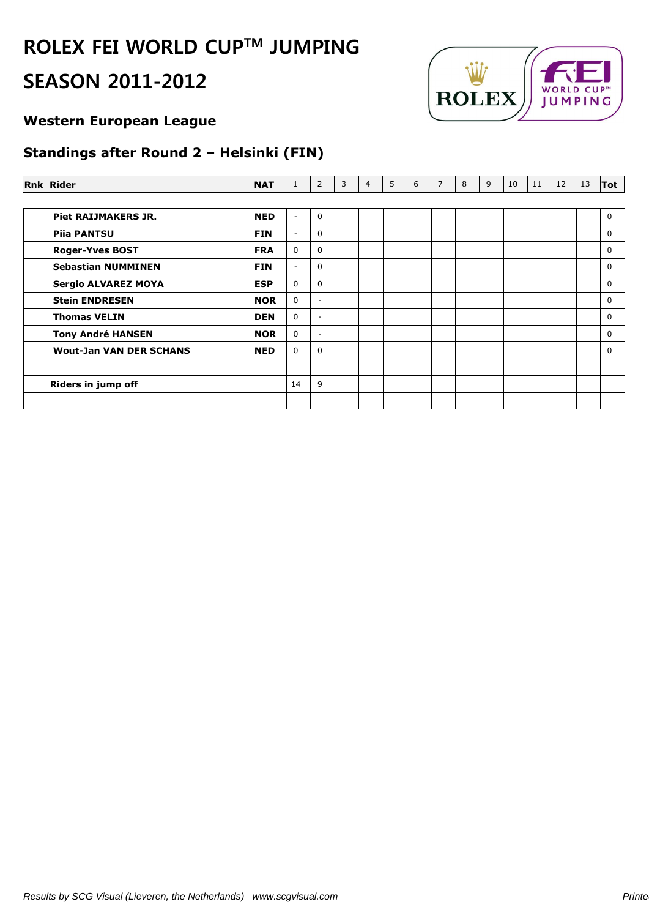# ROLEX FEI WORLD CUP™ JUMPING

# SEASON 2011-2012

### Western European League

### Standings after Round 2 – Helsinki (FIN)

| Rnk | Rider | NAT | 1 | 2 | 3 | 4 | 5 | 6 | 7 | 8 | 9 | 10 | 11 | 12 | 13 | Tot |
|---|---|---|---|---|---|---|---|---|---|---|---|---|---|---|---|---|
| | **Piet RAIJMAKERS JR.** | **NED** | - | 0 | | | | | | | | | | | | 0 |
| | **Piia PANTSU** | **FIN** | - | 0 | | | | | | | | | | | | 0 |
| | **Roger-Yves BOST** | **FRA** | 0 | 0 | | | | | | | | | | | | 0 |
| | **Sebastian NUMMINEN** | **FIN** | - | 0 | | | | | | | | | | | | 0 |
| | **Sergio ALVAREZ MOYA** | **ESP** | 0 | 0 | | | | | | | | | | | | 0 |
| | **Stein ENDRESEN** | **NOR** | 0 | - | | | | | | | | | | | | 0 |
| | **Thomas VELIN** | **DEN** | 0 | - | | | | | | | | | | | | 0 |
| | **Tony André HANSEN** | **NOR** | 0 | - | | | | | | | | | | | | 0 |
| | **Wout-Jan VAN DER SCHANS** | **NED** | 0 | 0 | | | | | | | | | | | | 0 |
| | | | | | | | | | | | | | | | | |
| | **Riders in jump off** | | 14 | 9 | | | | | | | | | | | | |
| | | | | | | | | | | | | | | | | |

*Results by SCG Visual (Lieveren, the Netherlands) www.scgvisual.com*